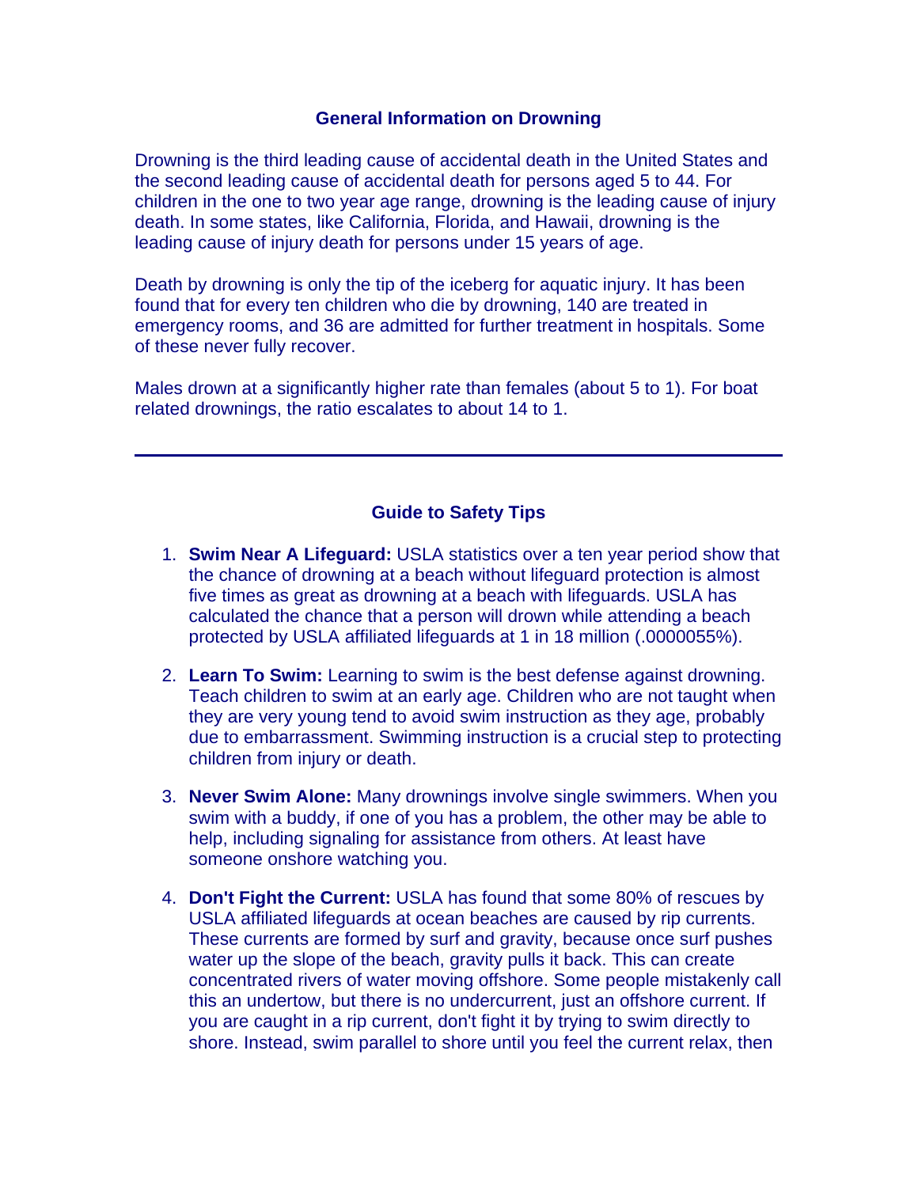## General Information on Drowning

Drowning is the third leading cause of accidental death in the United States and the second leading cause of accidental death for persons aged 5 to 44. For children in the one to two year age range, drowning is the leading cause of injury death. In some states, like California, Florida, and Hawaii, drowning is the leading cause of injury death for persons under 15 years of age.

Death by drowning is only the tip of the iceberg for aquatic injury. It has been found that for every ten children who die by drowning, 140 are treated in emergency rooms, and 36 are admitted for further treatment in hospitals. Some of these never fully recover.

Males drown at a significantly higher rate than females (about 5 to 1). For boat related drownings, the ratio escalates to about 14 to 1.

---

## Guide to Safety Tips

1. **Swim Near A Lifeguard:** USLA statistics over a ten year period show that the chance of drowning at a beach without lifeguard protection is almost five times as great as drowning at a beach with lifeguards. USLA has calculated the chance that a person will drown while attending a beach protected by USLA affiliated lifeguards at 1 in 18 million (.0000055%).

2. **Learn To Swim:** Learning to swim is the best defense against drowning. Teach children to swim at an early age. Children who are not taught when they are very young tend to avoid swim instruction as they age, probably due to embarrassment. Swimming instruction is a crucial step to protecting children from injury or death.

3. **Never Swim Alone:** Many drownings involve single swimmers. When you swim with a buddy, if one of you has a problem, the other may be able to help, including signaling for assistance from others. At least have someone onshore watching you.

4. **Don't Fight the Current:** USLA has found that some 80% of rescues by USLA affiliated lifeguards at ocean beaches are caused by rip currents. These currents are formed by surf and gravity, because once surf pushes water up the slope of the beach, gravity pulls it back. This can create concentrated rivers of water moving offshore. Some people mistakenly call this an undertow, but there is no undercurrent, just an offshore current. If you are caught in a rip current, don't fight it by trying to swim directly to shore. Instead, swim parallel to shore until you feel the current relax, then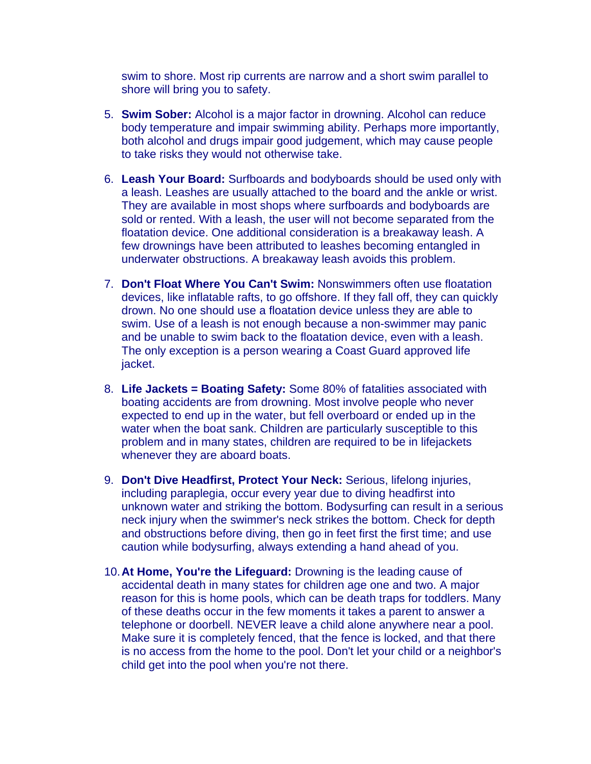swim to shore. Most rip currents are narrow and a short swim parallel to shore will bring you to safety.

5. **Swim Sober:** Alcohol is a major factor in drowning. Alcohol can reduce body temperature and impair swimming ability. Perhaps more importantly, both alcohol and drugs impair good judgement, which may cause people to take risks they would not otherwise take.

6. **Leash Your Board:** Surfboards and bodyboards should be used only with a leash. Leashes are usually attached to the board and the ankle or wrist. They are available in most shops where surfboards and bodyboards are sold or rented. With a leash, the user will not become separated from the floatation device. One additional consideration is a breakaway leash. A few drownings have been attributed to leashes becoming entangled in underwater obstructions. A breakaway leash avoids this problem.

7. **Don't Float Where You Can't Swim:** Nonswimmers often use floatation devices, like inflatable rafts, to go offshore. If they fall off, they can quickly drown. No one should use a floatation device unless they are able to swim. Use of a leash is not enough because a non-swimmer may panic and be unable to swim back to the floatation device, even with a leash. The only exception is a person wearing a Coast Guard approved life jacket.

8. **Life Jackets = Boating Safety:** Some 80% of fatalities associated with boating accidents are from drowning. Most involve people who never expected to end up in the water, but fell overboard or ended up in the water when the boat sank. Children are particularly susceptible to this problem and in many states, children are required to be in lifejackets whenever they are aboard boats.

9. **Don't Dive Headfirst, Protect Your Neck:** Serious, lifelong injuries, including paraplegia, occur every year due to diving headfirst into unknown water and striking the bottom. Bodysurfing can result in a serious neck injury when the swimmer's neck strikes the bottom. Check for depth and obstructions before diving, then go in feet first the first time; and use caution while bodysurfing, always extending a hand ahead of you.

10. **At Home, You're the Lifeguard:** Drowning is the leading cause of accidental death in many states for children age one and two. A major reason for this is home pools, which can be death traps for toddlers. Many of these deaths occur in the few moments it takes a parent to answer a telephone or doorbell. NEVER leave a child alone anywhere near a pool. Make sure it is completely fenced, that the fence is locked, and that there is no access from the home to the pool. Don't let your child or a neighbor's child get into the pool when you're not there.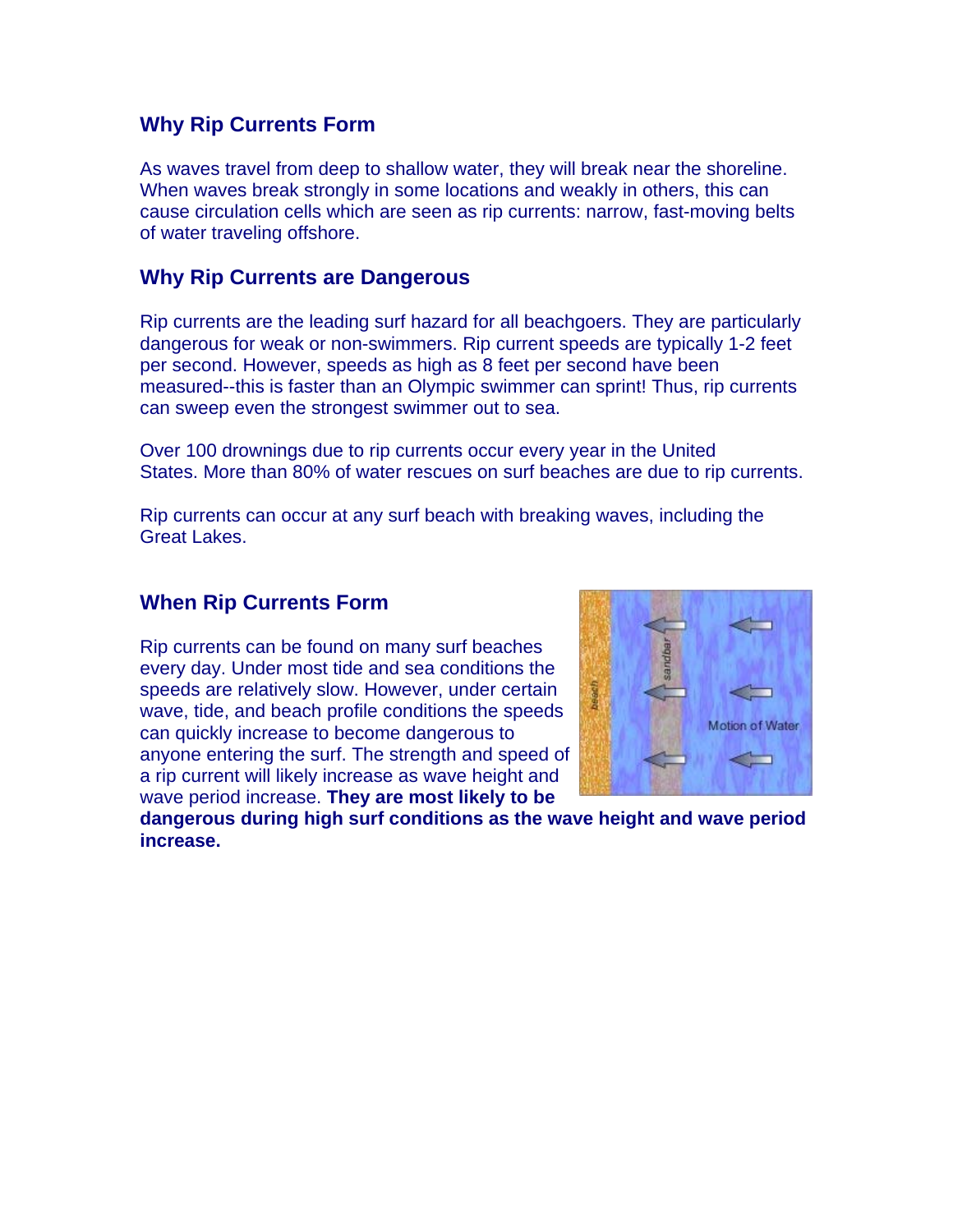## Why Rip Currents Form

As waves travel from deep to shallow water, they will break near the shoreline. When waves break strongly in some locations and weakly in others, this can cause circulation cells which are seen as rip currents: narrow, fast-moving belts of water traveling offshore.

## Why Rip Currents are Dangerous

Rip currents are the leading surf hazard for all beachgoers. They are particularly dangerous for weak or non-swimmers. Rip current speeds are typically 1-2 feet per second. However, speeds as high as 8 feet per second have been measured--this is faster than an Olympic swimmer can sprint! Thus, rip currents can sweep even the strongest swimmer out to sea.

Over 100 drownings due to rip currents occur every year in the United States. More than 80% of water rescues on surf beaches are due to rip currents.

Rip currents can occur at any surf beach with breaking waves, including the Great Lakes.

## When Rip Currents Form

Rip currents can be found on many surf beaches every day. Under most tide and sea conditions the speeds are relatively slow. However, under certain wave, tide, and beach profile conditions the speeds can quickly increase to become dangerous to anyone entering the surf. The strength and speed of a rip current will likely increase as wave height and wave period increase. **They are most likely to be dangerous during high surf conditions as the wave height and wave period increase.**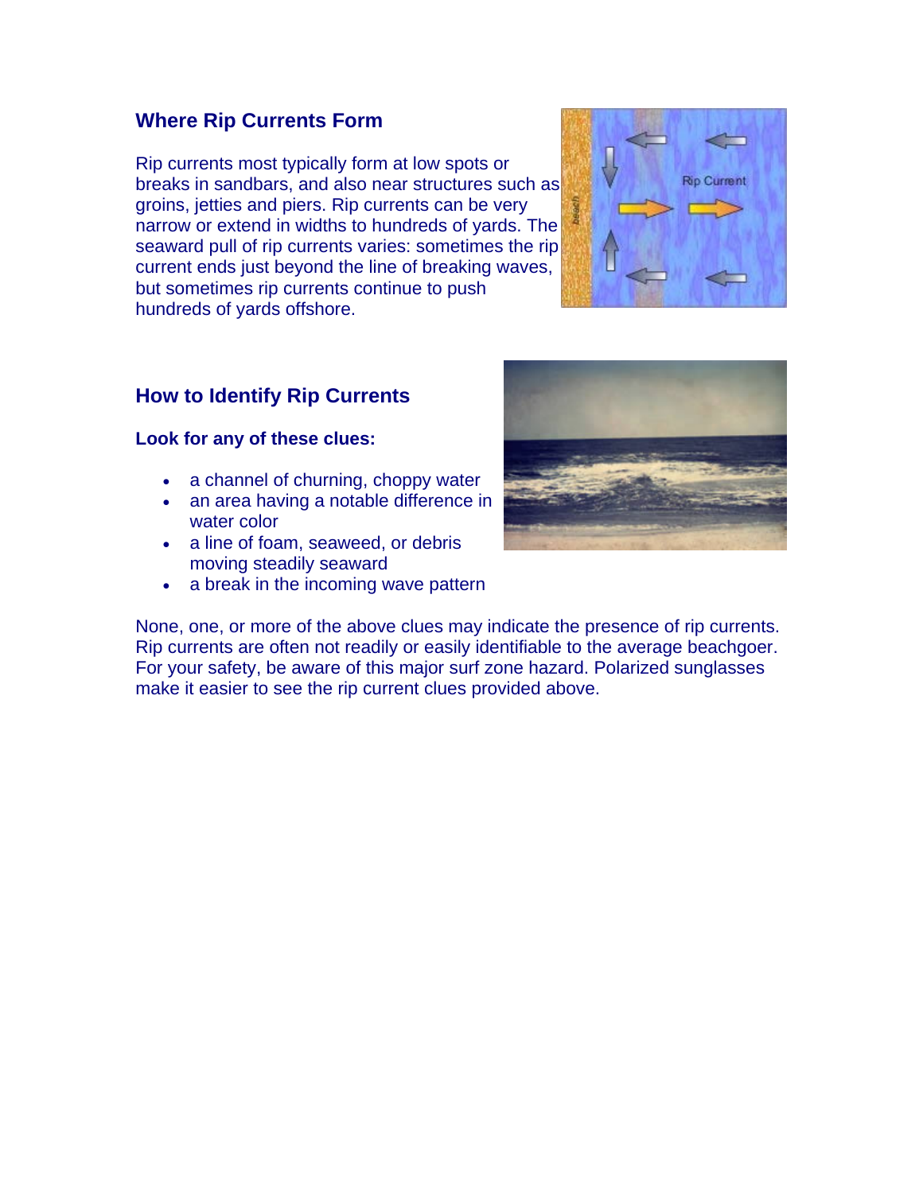## Where Rip Currents Form

Rip currents most typically form at low spots or breaks in sandbars, and also near structures such as groins, jetties and piers. Rip currents can be very narrow or extend in widths to hundreds of yards. The seaward pull of rip currents varies: sometimes the rip current ends just beyond the line of breaking waves, but sometimes rip currents continue to push hundreds of yards offshore.

## How to Identify Rip Currents

**Look for any of these clues:**

- a channel of churning, choppy water
- an area having a notable difference in water color
- a line of foam, seaweed, or debris moving steadily seaward
- a break in the incoming wave pattern

None, one, or more of the above clues may indicate the presence of rip currents. Rip currents are often not readily or easily identifiable to the average beachgoer. For your safety, be aware of this major surf zone hazard. Polarized sunglasses make it easier to see the rip current clues provided above.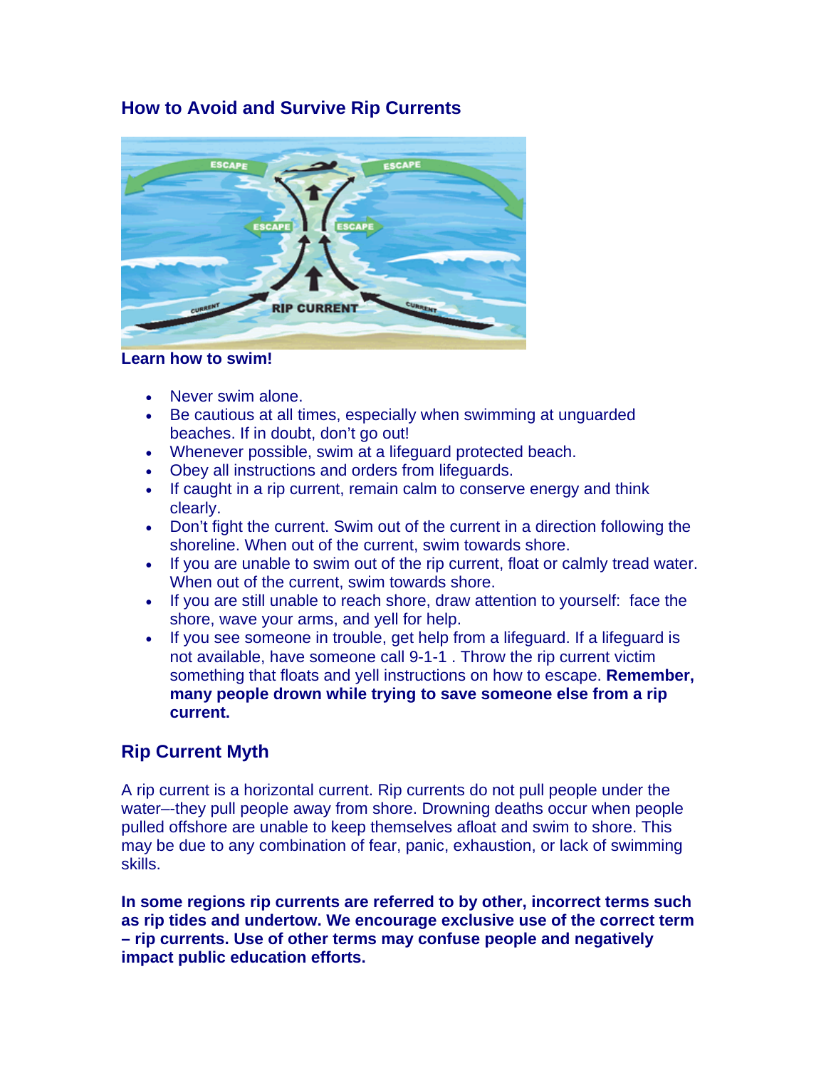## How to Avoid and Survive Rip Currents

**Learn how to swim!**

- Never swim alone.
- Be cautious at all times, especially when swimming at unguarded beaches. If in doubt, don't go out!
- Whenever possible, swim at a lifeguard protected beach.
- Obey all instructions and orders from lifeguards.
- If caught in a rip current, remain calm to conserve energy and think clearly.
- Don't fight the current. Swim out of the current in a direction following the shoreline. When out of the current, swim towards shore.
- If you are unable to swim out of the rip current, float or calmly tread water. When out of the current, swim towards shore.
- If you are still unable to reach shore, draw attention to yourself: face the shore, wave your arms, and yell for help.
- If you see someone in trouble, get help from a lifeguard. If a lifeguard is not available, have someone call 9-1-1 . Throw the rip current victim something that floats and yell instructions on how to escape. **Remember, many people drown while trying to save someone else from a rip current.**

## Rip Current Myth

A rip current is a horizontal current. Rip currents do not pull people under the water–-they pull people away from shore. Drowning deaths occur when people pulled offshore are unable to keep themselves afloat and swim to shore. This may be due to any combination of fear, panic, exhaustion, or lack of swimming skills.

**In some regions rip currents are referred to by other, incorrect terms such as rip tides and undertow. We encourage exclusive use of the correct term – rip currents. Use of other terms may confuse people and negatively impact public education efforts.**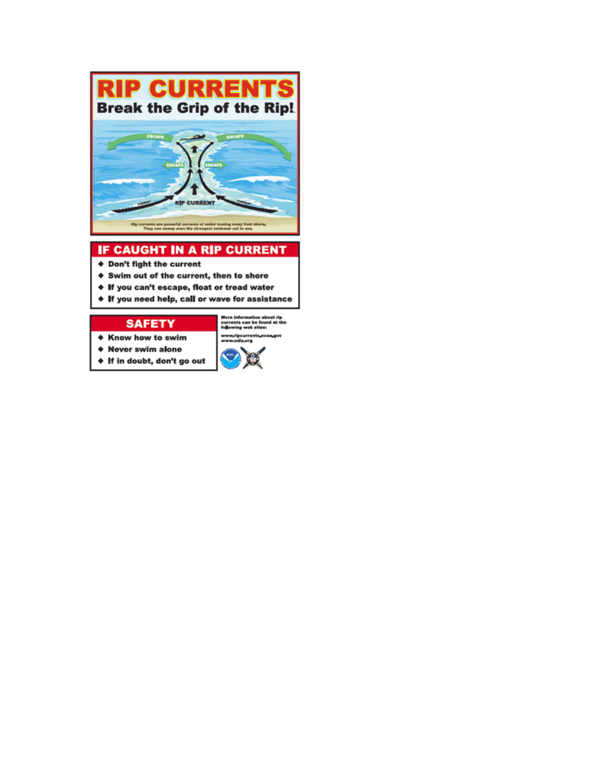# RIP CURRENTS

## Break the Grip of the Rip!

ESCAPE

ESCAPE

ESCAPE

ESCAPE

CURRENT

RIP CURRENT

CURRENT

Rip currents are powerful currents of water moving away from shore. They can sweep even the strongest swimmer out to sea.

## IF CAUGHT IN A RIP CURRENT

- Don't fight the current
- Swim out of the current, then to shore
- If you can't escape, float or tread water
- If you need help, call or wave for assistance

## SAFETY

- Know how to swim
- Never swim alone
- If in doubt, don't go out

More information about rip currents can be found at the following web sites:

www.ripcurrents.noaa.gov
www.usla.org